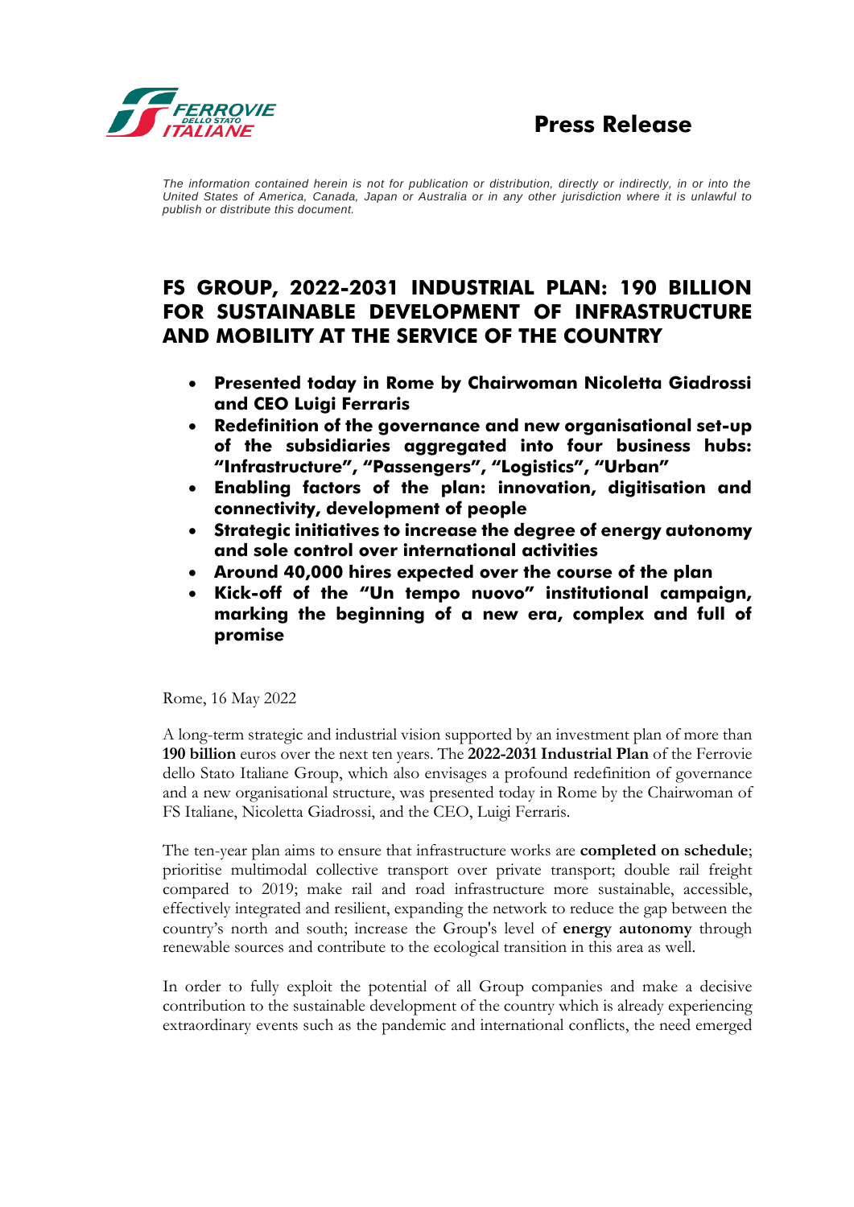**Press Release**

*The information contained herein is not for publication or distribution, directly or indirectly, in or into the United States of America, Canada, Japan or Australia or in any other jurisdiction where it is unlawful to publish or distribute this document.*

# FS GROUP, 2022-2031 INDUSTRIAL PLAN: 190 BILLION FOR SUSTAINABLE DEVELOPMENT OF INFRASTRUCTURE AND MOBILITY AT THE SERVICE OF THE COUNTRY

- **Presented today in Rome by Chairwoman Nicoletta Giadrossi and CEO Luigi Ferraris**
- **Redefinition of the governance and new organisational set-up of the subsidiaries aggregated into four business hubs: "Infrastructure", "Passengers", "Logistics", "Urban"**
- **Enabling factors of the plan: innovation, digitisation and connectivity, development of people**
- **Strategic initiatives to increase the degree of energy autonomy and sole control over international activities**
- **Around 40,000 hires expected over the course of the plan**
- **Kick-off of the "Un tempo nuovo" institutional campaign, marking the beginning of a new era, complex and full of promise**

Rome, 16 May 2022

A long-term strategic and industrial vision supported by an investment plan of more than **190 billion** euros over the next ten years. The **2022-2031 Industrial Plan** of the Ferrovie dello Stato Italiane Group, which also envisages a profound redefinition of governance and a new organisational structure, was presented today in Rome by the Chairwoman of FS Italiane, Nicoletta Giadrossi, and the CEO, Luigi Ferraris.

The ten-year plan aims to ensure that infrastructure works are **completed on schedule**; prioritise multimodal collective transport over private transport; double rail freight compared to 2019; make rail and road infrastructure more sustainable, accessible, effectively integrated and resilient, expanding the network to reduce the gap between the country's north and south; increase the Group's level of **energy autonomy** through renewable sources and contribute to the ecological transition in this area as well.

In order to fully exploit the potential of all Group companies and make a decisive contribution to the sustainable development of the country which is already experiencing extraordinary events such as the pandemic and international conflicts, the need emerged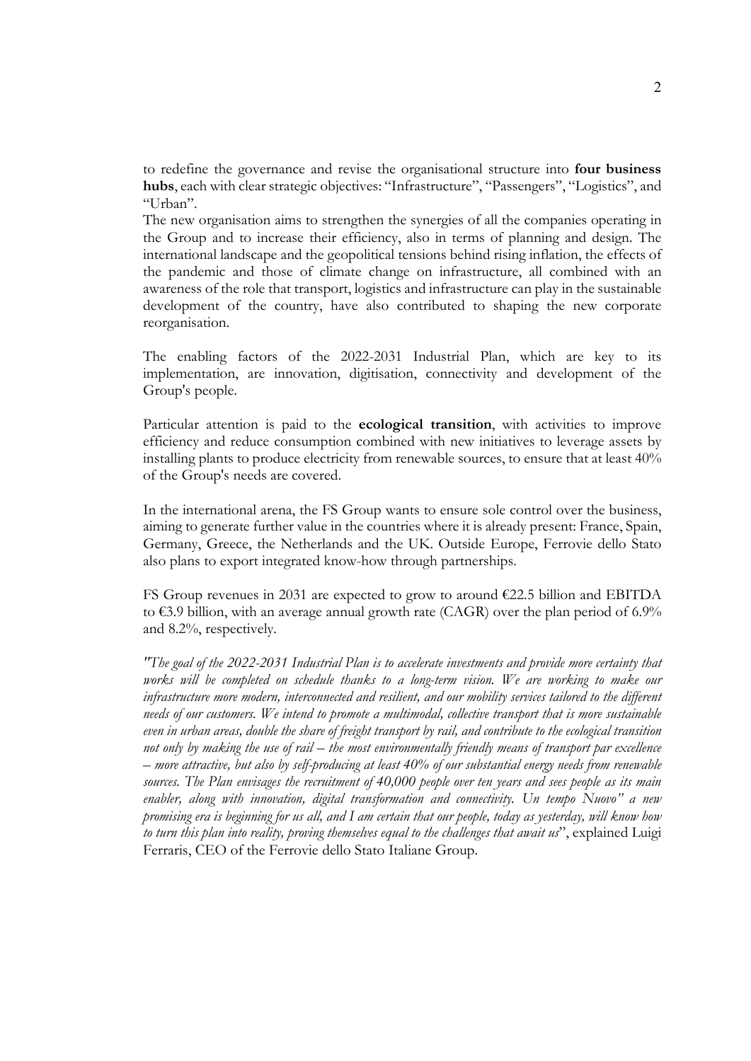to redefine the governance and revise the organisational structure into **four business hubs**, each with clear strategic objectives: "Infrastructure", "Passengers", "Logistics", and "Urban".

The new organisation aims to strengthen the synergies of all the companies operating in the Group and to increase their efficiency, also in terms of planning and design. The international landscape and the geopolitical tensions behind rising inflation, the effects of the pandemic and those of climate change on infrastructure, all combined with an awareness of the role that transport, logistics and infrastructure can play in the sustainable development of the country, have also contributed to shaping the new corporate reorganisation.

The enabling factors of the 2022-2031 Industrial Plan, which are key to its implementation, are innovation, digitisation, connectivity and development of the Group's people.

Particular attention is paid to the **ecological transition**, with activities to improve efficiency and reduce consumption combined with new initiatives to leverage assets by installing plants to produce electricity from renewable sources, to ensure that at least 40% of the Group's needs are covered.

In the international arena, the FS Group wants to ensure sole control over the business, aiming to generate further value in the countries where it is already present: France, Spain, Germany, Greece, the Netherlands and the UK. Outside Europe, Ferrovie dello Stato also plans to export integrated know-how through partnerships.

FS Group revenues in 2031 are expected to grow to around €22.5 billion and EBITDA to €3.9 billion, with an average annual growth rate (CAGR) over the plan period of 6.9% and 8.2%, respectively.

*"The goal of the 2022-2031 Industrial Plan is to accelerate investments and provide more certainty that works will be completed on schedule thanks to a long-term vision. We are working to make our infrastructure more modern, interconnected and resilient, and our mobility services tailored to the different needs of our customers. We intend to promote a multimodal, collective transport that is more sustainable even in urban areas, double the share of freight transport by rail, and contribute to the ecological transition not only by making the use of rail – the most environmentally friendly means of transport par excellence – more attractive, but also by self-producing at least 40% of our substantial energy needs from renewable sources. The Plan envisages the recruitment of 40,000 people over ten years and sees people as its main enabler, along with innovation, digital transformation and connectivity. Un tempo Nuovo" a new promising era is beginning for us all, and I am certain that our people, today as yesterday, will know how to turn this plan into reality, proving themselves equal to the challenges that await us*", explained Luigi Ferraris, CEO of the Ferrovie dello Stato Italiane Group.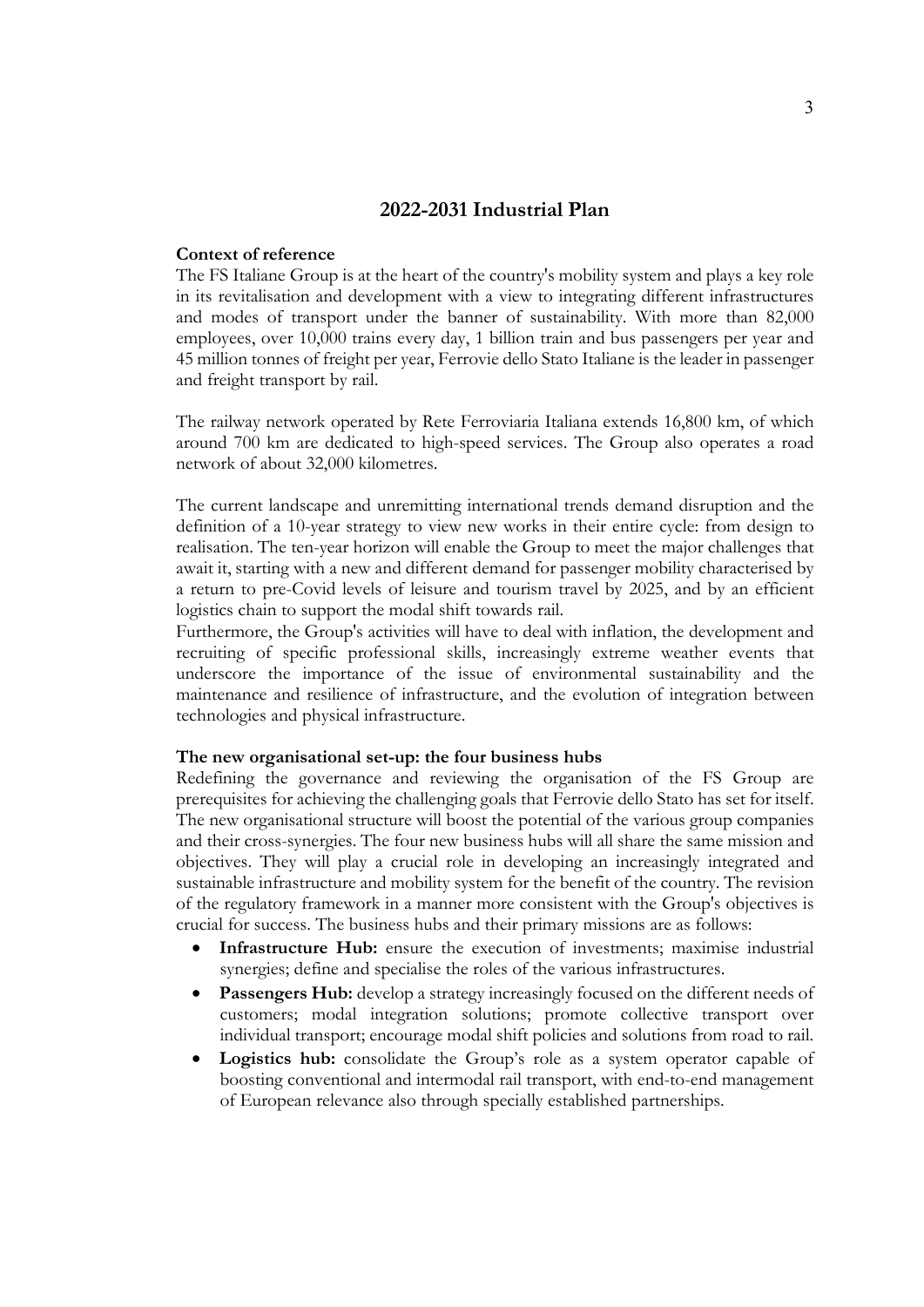## 2022-2031 Industrial Plan

**Context of reference**

The FS Italiane Group is at the heart of the country's mobility system and plays a key role in its revitalisation and development with a view to integrating different infrastructures and modes of transport under the banner of sustainability. With more than 82,000 employees, over 10,000 trains every day, 1 billion train and bus passengers per year and 45 million tonnes of freight per year, Ferrovie dello Stato Italiane is the leader in passenger and freight transport by rail.

The railway network operated by Rete Ferroviaria Italiana extends 16,800 km, of which around 700 km are dedicated to high-speed services. The Group also operates a road network of about 32,000 kilometres.

The current landscape and unremitting international trends demand disruption and the definition of a 10-year strategy to view new works in their entire cycle: from design to realisation. The ten-year horizon will enable the Group to meet the major challenges that await it, starting with a new and different demand for passenger mobility characterised by a return to pre-Covid levels of leisure and tourism travel by 2025, and by an efficient logistics chain to support the modal shift towards rail.

Furthermore, the Group's activities will have to deal with inflation, the development and recruiting of specific professional skills, increasingly extreme weather events that underscore the importance of the issue of environmental sustainability and the maintenance and resilience of infrastructure, and the evolution of integration between technologies and physical infrastructure.

**The new organisational set-up: the four business hubs**

Redefining the governance and reviewing the organisation of the FS Group are prerequisites for achieving the challenging goals that Ferrovie dello Stato has set for itself. The new organisational structure will boost the potential of the various group companies and their cross-synergies. The four new business hubs will all share the same mission and objectives. They will play a crucial role in developing an increasingly integrated and sustainable infrastructure and mobility system for the benefit of the country. The revision of the regulatory framework in a manner more consistent with the Group's objectives is crucial for success. The business hubs and their primary missions are as follows:

- **Infrastructure Hub:** ensure the execution of investments; maximise industrial synergies; define and specialise the roles of the various infrastructures.
- **Passengers Hub:** develop a strategy increasingly focused on the different needs of customers; modal integration solutions; promote collective transport over individual transport; encourage modal shift policies and solutions from road to rail.
- **Logistics hub:** consolidate the Group's role as a system operator capable of boosting conventional and intermodal rail transport, with end-to-end management of European relevance also through specially established partnerships.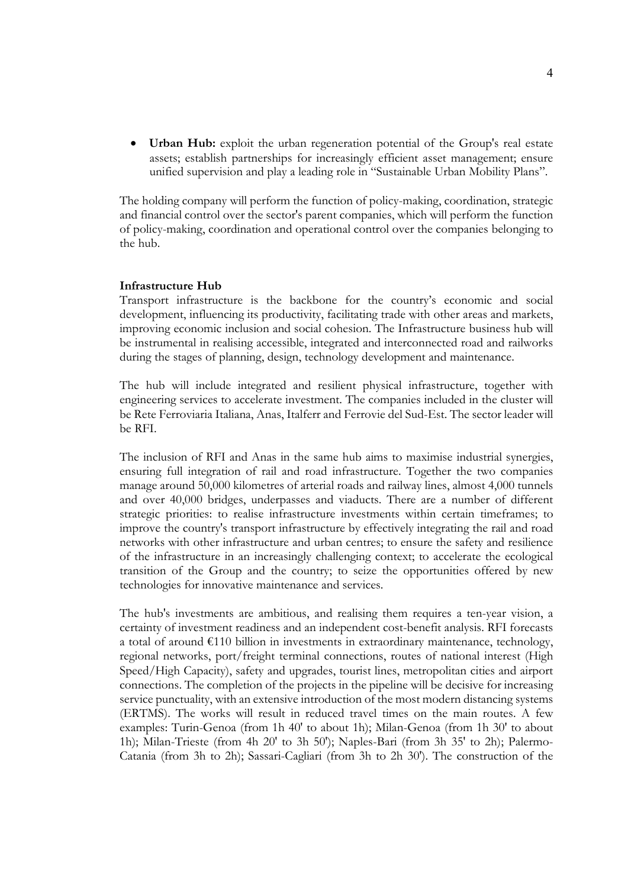- **Urban Hub:** exploit the urban regeneration potential of the Group's real estate assets; establish partnerships for increasingly efficient asset management; ensure unified supervision and play a leading role in "Sustainable Urban Mobility Plans".

The holding company will perform the function of policy-making, coordination, strategic and financial control over the sector's parent companies, which will perform the function of policy-making, coordination and operational control over the companies belonging to the hub.

**Infrastructure Hub**

Transport infrastructure is the backbone for the country's economic and social development, influencing its productivity, facilitating trade with other areas and markets, improving economic inclusion and social cohesion. The Infrastructure business hub will be instrumental in realising accessible, integrated and interconnected road and railworks during the stages of planning, design, technology development and maintenance.

The hub will include integrated and resilient physical infrastructure, together with engineering services to accelerate investment. The companies included in the cluster will be Rete Ferroviaria Italiana, Anas, Italferr and Ferrovie del Sud-Est. The sector leader will be RFI.

The inclusion of RFI and Anas in the same hub aims to maximise industrial synergies, ensuring full integration of rail and road infrastructure. Together the two companies manage around 50,000 kilometres of arterial roads and railway lines, almost 4,000 tunnels and over 40,000 bridges, underpasses and viaducts. There are a number of different strategic priorities: to realise infrastructure investments within certain timeframes; to improve the country's transport infrastructure by effectively integrating the rail and road networks with other infrastructure and urban centres; to ensure the safety and resilience of the infrastructure in an increasingly challenging context; to accelerate the ecological transition of the Group and the country; to seize the opportunities offered by new technologies for innovative maintenance and services.

The hub's investments are ambitious, and realising them requires a ten-year vision, a certainty of investment readiness and an independent cost-benefit analysis. RFI forecasts a total of around €110 billion in investments in extraordinary maintenance, technology, regional networks, port/freight terminal connections, routes of national interest (High Speed/High Capacity), safety and upgrades, tourist lines, metropolitan cities and airport connections. The completion of the projects in the pipeline will be decisive for increasing service punctuality, with an extensive introduction of the most modern distancing systems (ERTMS). The works will result in reduced travel times on the main routes. A few examples: Turin-Genoa (from 1h 40' to about 1h); Milan-Genoa (from 1h 30' to about 1h); Milan-Trieste (from 4h 20' to 3h 50'); Naples-Bari (from 3h 35' to 2h); Palermo-Catania (from 3h to 2h); Sassari-Cagliari (from 3h to 2h 30'). The construction of the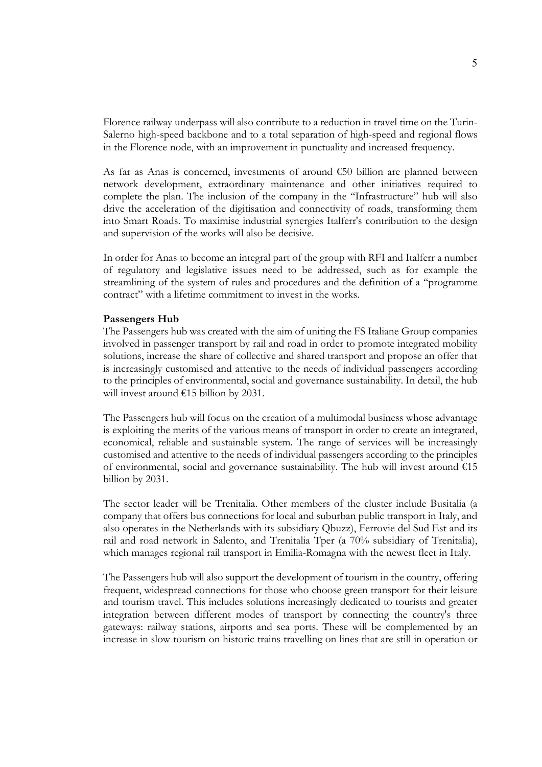Florence railway underpass will also contribute to a reduction in travel time on the Turin-Salerno high-speed backbone and to a total separation of high-speed and regional flows in the Florence node, with an improvement in punctuality and increased frequency.

As far as Anas is concerned, investments of around €50 billion are planned between network development, extraordinary maintenance and other initiatives required to complete the plan. The inclusion of the company in the "Infrastructure" hub will also drive the acceleration of the digitisation and connectivity of roads, transforming them into Smart Roads. To maximise industrial synergies Italferr's contribution to the design and supervision of the works will also be decisive.

In order for Anas to become an integral part of the group with RFI and Italferr a number of regulatory and legislative issues need to be addressed, such as for example the streamlining of the system of rules and procedures and the definition of a "programme contract" with a lifetime commitment to invest in the works.

**Passengers Hub**

The Passengers hub was created with the aim of uniting the FS Italiane Group companies involved in passenger transport by rail and road in order to promote integrated mobility solutions, increase the share of collective and shared transport and propose an offer that is increasingly customised and attentive to the needs of individual passengers according to the principles of environmental, social and governance sustainability. In detail, the hub will invest around €15 billion by 2031.

The Passengers hub will focus on the creation of a multimodal business whose advantage is exploiting the merits of the various means of transport in order to create an integrated, economical, reliable and sustainable system. The range of services will be increasingly customised and attentive to the needs of individual passengers according to the principles of environmental, social and governance sustainability. The hub will invest around €15 billion by 2031.

The sector leader will be Trenitalia. Other members of the cluster include Busitalia (a company that offers bus connections for local and suburban public transport in Italy, and also operates in the Netherlands with its subsidiary Qbuzz), Ferrovie del Sud Est and its rail and road network in Salento, and Trenitalia Tper (a 70% subsidiary of Trenitalia), which manages regional rail transport in Emilia-Romagna with the newest fleet in Italy.

The Passengers hub will also support the development of tourism in the country, offering frequent, widespread connections for those who choose green transport for their leisure and tourism travel. This includes solutions increasingly dedicated to tourists and greater integration between different modes of transport by connecting the country's three gateways: railway stations, airports and sea ports. These will be complemented by an increase in slow tourism on historic trains travelling on lines that are still in operation or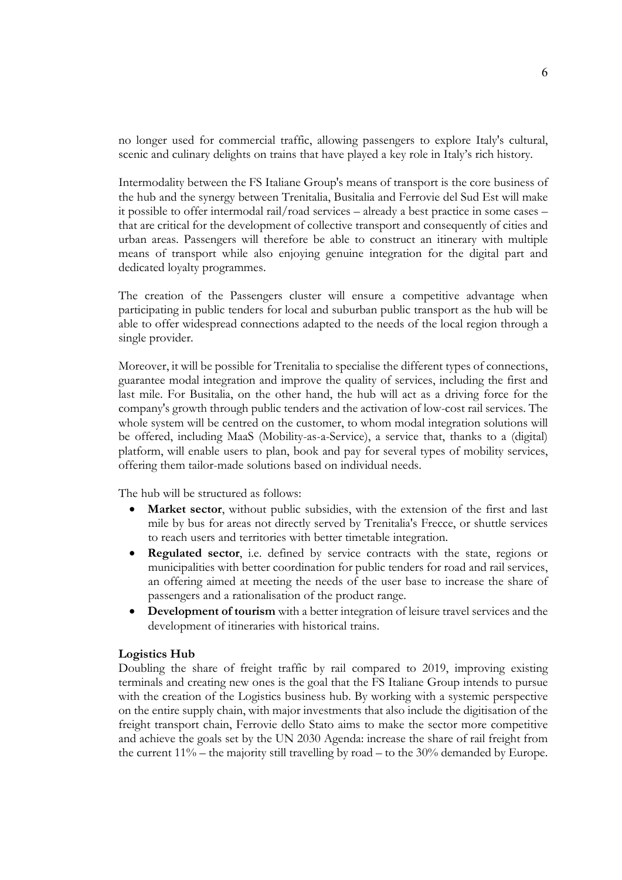no longer used for commercial traffic, allowing passengers to explore Italy's cultural, scenic and culinary delights on trains that have played a key role in Italy's rich history.

Intermodality between the FS Italiane Group's means of transport is the core business of the hub and the synergy between Trenitalia, Busitalia and Ferrovie del Sud Est will make it possible to offer intermodal rail/road services – already a best practice in some cases – that are critical for the development of collective transport and consequently of cities and urban areas. Passengers will therefore be able to construct an itinerary with multiple means of transport while also enjoying genuine integration for the digital part and dedicated loyalty programmes.

The creation of the Passengers cluster will ensure a competitive advantage when participating in public tenders for local and suburban public transport as the hub will be able to offer widespread connections adapted to the needs of the local region through a single provider.

Moreover, it will be possible for Trenitalia to specialise the different types of connections, guarantee modal integration and improve the quality of services, including the first and last mile. For Busitalia, on the other hand, the hub will act as a driving force for the company's growth through public tenders and the activation of low-cost rail services. The whole system will be centred on the customer, to whom modal integration solutions will be offered, including MaaS (Mobility-as-a-Service), a service that, thanks to a (digital) platform, will enable users to plan, book and pay for several types of mobility services, offering them tailor-made solutions based on individual needs.

The hub will be structured as follows:

- **Market sector**, without public subsidies, with the extension of the first and last mile by bus for areas not directly served by Trenitalia's Frecce, or shuttle services to reach users and territories with better timetable integration.
- **Regulated sector**, i.e. defined by service contracts with the state, regions or municipalities with better coordination for public tenders for road and rail services, an offering aimed at meeting the needs of the user base to increase the share of passengers and a rationalisation of the product range.
- **Development of tourism** with a better integration of leisure travel services and the development of itineraries with historical trains.

**Logistics Hub**

Doubling the share of freight traffic by rail compared to 2019, improving existing terminals and creating new ones is the goal that the FS Italiane Group intends to pursue with the creation of the Logistics business hub. By working with a systemic perspective on the entire supply chain, with major investments that also include the digitisation of the freight transport chain, Ferrovie dello Stato aims to make the sector more competitive and achieve the goals set by the UN 2030 Agenda: increase the share of rail freight from the current 11% – the majority still travelling by road – to the 30% demanded by Europe.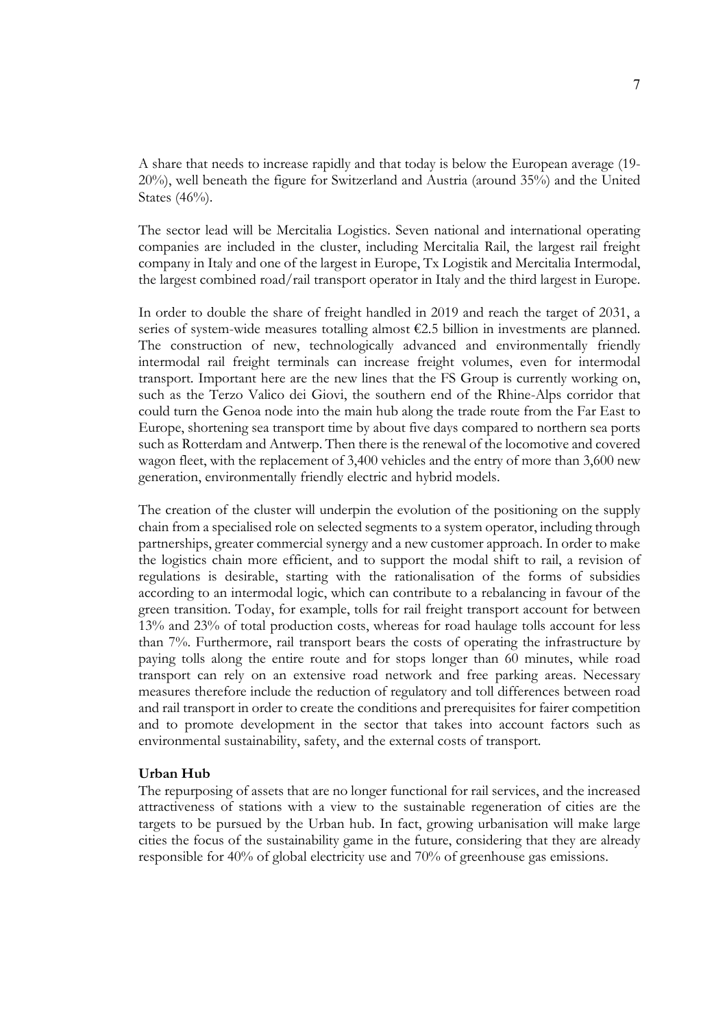A share that needs to increase rapidly and that today is below the European average (19-20%), well beneath the figure for Switzerland and Austria (around 35%) and the United States (46%).

The sector lead will be Mercitalia Logistics. Seven national and international operating companies are included in the cluster, including Mercitalia Rail, the largest rail freight company in Italy and one of the largest in Europe, Tx Logistik and Mercitalia Intermodal, the largest combined road/rail transport operator in Italy and the third largest in Europe.

In order to double the share of freight handled in 2019 and reach the target of 2031, a series of system-wide measures totalling almost €2.5 billion in investments are planned. The construction of new, technologically advanced and environmentally friendly intermodal rail freight terminals can increase freight volumes, even for intermodal transport. Important here are the new lines that the FS Group is currently working on, such as the Terzo Valico dei Giovi, the southern end of the Rhine-Alps corridor that could turn the Genoa node into the main hub along the trade route from the Far East to Europe, shortening sea transport time by about five days compared to northern sea ports such as Rotterdam and Antwerp. Then there is the renewal of the locomotive and covered wagon fleet, with the replacement of 3,400 vehicles and the entry of more than 3,600 new generation, environmentally friendly electric and hybrid models.

The creation of the cluster will underpin the evolution of the positioning on the supply chain from a specialised role on selected segments to a system operator, including through partnerships, greater commercial synergy and a new customer approach. In order to make the logistics chain more efficient, and to support the modal shift to rail, a revision of regulations is desirable, starting with the rationalisation of the forms of subsidies according to an intermodal logic, which can contribute to a rebalancing in favour of the green transition. Today, for example, tolls for rail freight transport account for between 13% and 23% of total production costs, whereas for road haulage tolls account for less than 7%. Furthermore, rail transport bears the costs of operating the infrastructure by paying tolls along the entire route and for stops longer than 60 minutes, while road transport can rely on an extensive road network and free parking areas. Necessary measures therefore include the reduction of regulatory and toll differences between road and rail transport in order to create the conditions and prerequisites for fairer competition and to promote development in the sector that takes into account factors such as environmental sustainability, safety, and the external costs of transport.

**Urban Hub**

The repurposing of assets that are no longer functional for rail services, and the increased attractiveness of stations with a view to the sustainable regeneration of cities are the targets to be pursued by the Urban hub. In fact, growing urbanisation will make large cities the focus of the sustainability game in the future, considering that they are already responsible for 40% of global electricity use and 70% of greenhouse gas emissions.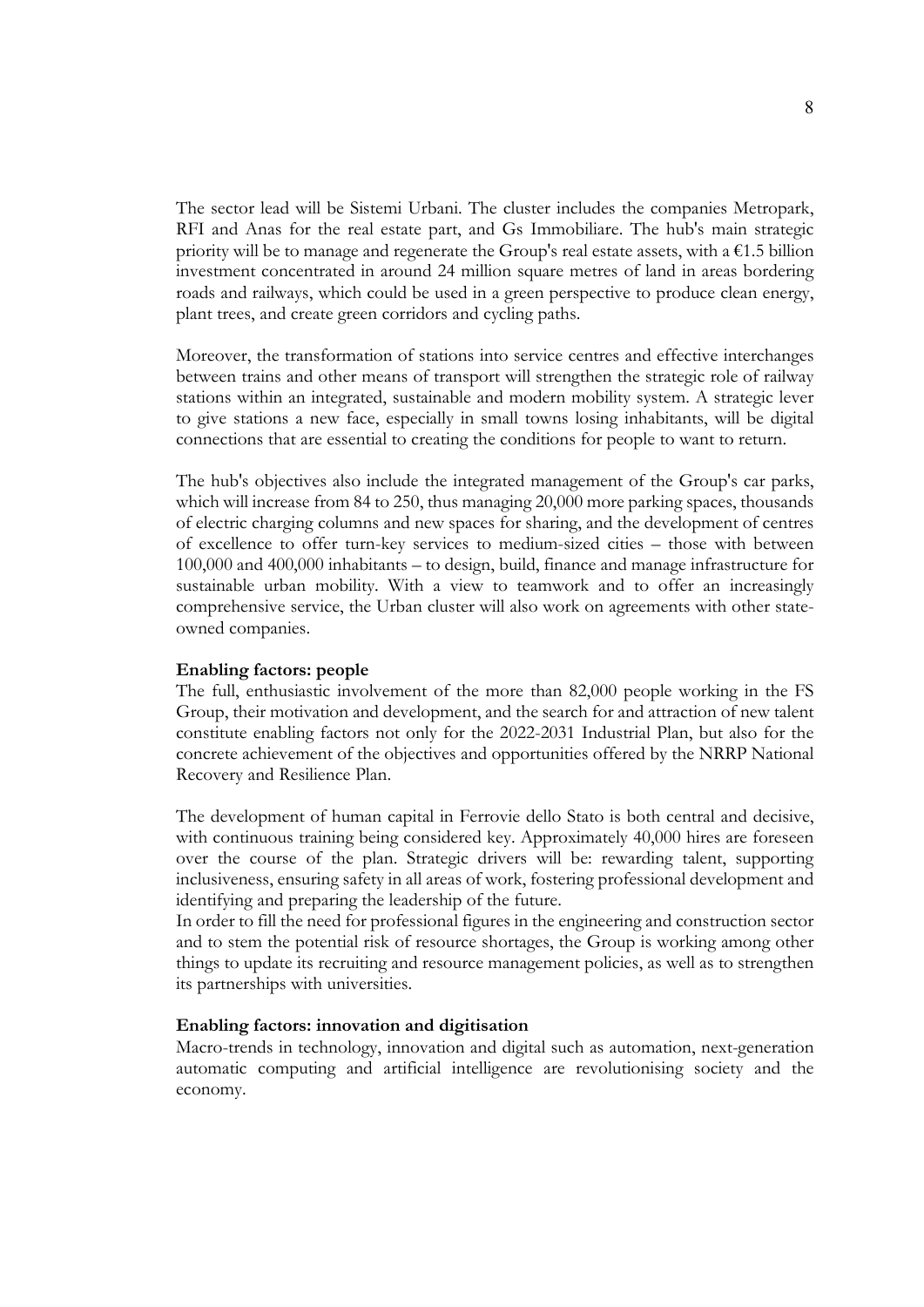The sector lead will be Sistemi Urbani. The cluster includes the companies Metropark, RFI and Anas for the real estate part, and Gs Immobiliare. The hub's main strategic priority will be to manage and regenerate the Group's real estate assets, with a €1.5 billion investment concentrated in around 24 million square metres of land in areas bordering roads and railways, which could be used in a green perspective to produce clean energy, plant trees, and create green corridors and cycling paths.

Moreover, the transformation of stations into service centres and effective interchanges between trains and other means of transport will strengthen the strategic role of railway stations within an integrated, sustainable and modern mobility system. A strategic lever to give stations a new face, especially in small towns losing inhabitants, will be digital connections that are essential to creating the conditions for people to want to return.

The hub's objectives also include the integrated management of the Group's car parks, which will increase from 84 to 250, thus managing 20,000 more parking spaces, thousands of electric charging columns and new spaces for sharing, and the development of centres of excellence to offer turn-key services to medium-sized cities – those with between 100,000 and 400,000 inhabitants – to design, build, finance and manage infrastructure for sustainable urban mobility. With a view to teamwork and to offer an increasingly comprehensive service, the Urban cluster will also work on agreements with other state-owned companies.

**Enabling factors: people**

The full, enthusiastic involvement of the more than 82,000 people working in the FS Group, their motivation and development, and the search for and attraction of new talent constitute enabling factors not only for the 2022-2031 Industrial Plan, but also for the concrete achievement of the objectives and opportunities offered by the NRRP National Recovery and Resilience Plan.

The development of human capital in Ferrovie dello Stato is both central and decisive, with continuous training being considered key. Approximately 40,000 hires are foreseen over the course of the plan. Strategic drivers will be: rewarding talent, supporting inclusiveness, ensuring safety in all areas of work, fostering professional development and identifying and preparing the leadership of the future.

In order to fill the need for professional figures in the engineering and construction sector and to stem the potential risk of resource shortages, the Group is working among other things to update its recruiting and resource management policies, as well as to strengthen its partnerships with universities.

**Enabling factors: innovation and digitisation**

Macro-trends in technology, innovation and digital such as automation, next-generation automatic computing and artificial intelligence are revolutionising society and the economy.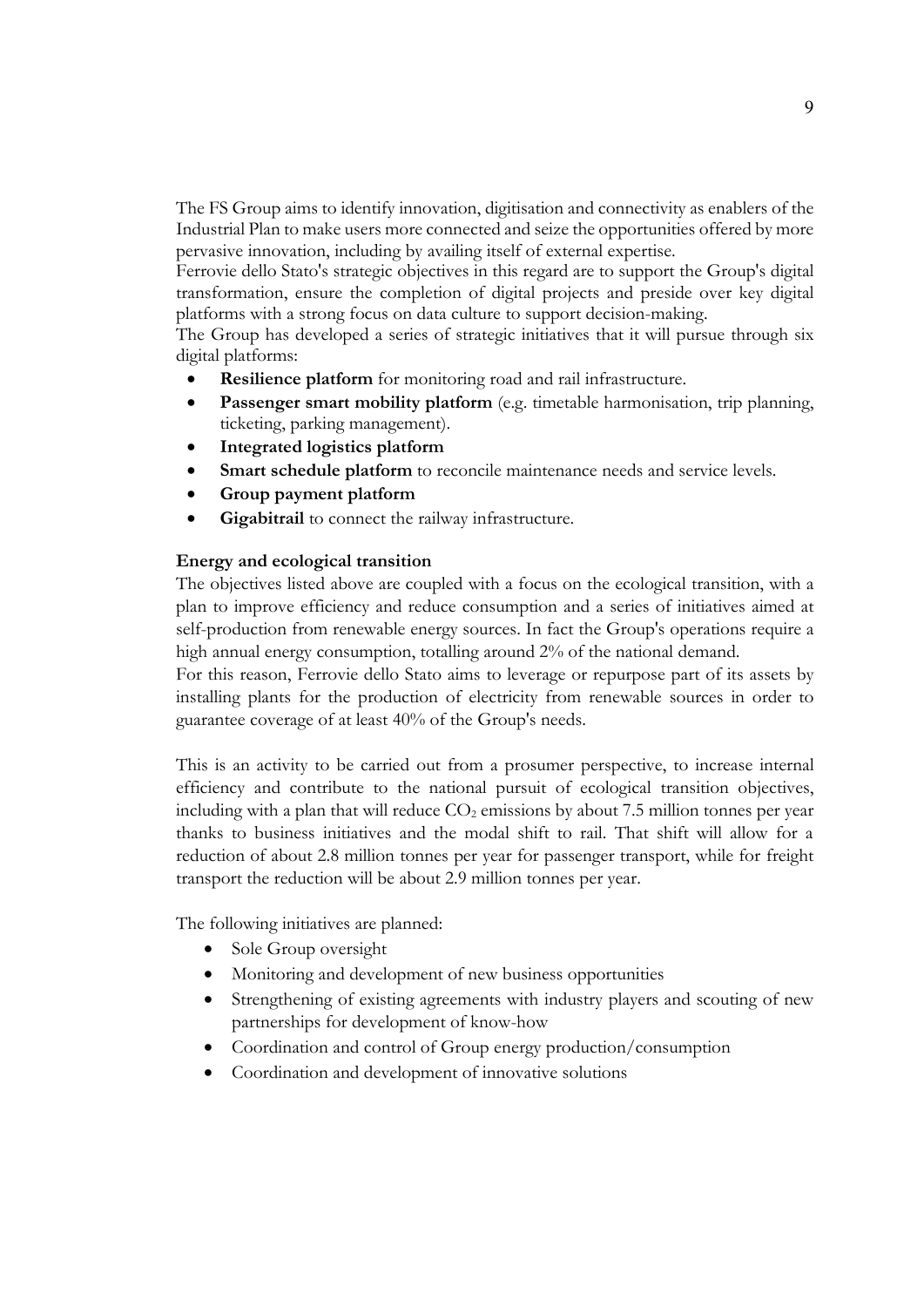The FS Group aims to identify innovation, digitisation and connectivity as enablers of the Industrial Plan to make users more connected and seize the opportunities offered by more pervasive innovation, including by availing itself of external expertise.

Ferrovie dello Stato's strategic objectives in this regard are to support the Group's digital transformation, ensure the completion of digital projects and preside over key digital platforms with a strong focus on data culture to support decision-making.

The Group has developed a series of strategic initiatives that it will pursue through six digital platforms:

- **Resilience platform** for monitoring road and rail infrastructure.
- **Passenger smart mobility platform** (e.g. timetable harmonisation, trip planning, ticketing, parking management).
- **Integrated logistics platform**
- **Smart schedule platform** to reconcile maintenance needs and service levels.
- **Group payment platform**
- **Gigabitrail** to connect the railway infrastructure.

**Energy and ecological transition**

The objectives listed above are coupled with a focus on the ecological transition, with a plan to improve efficiency and reduce consumption and a series of initiatives aimed at self-production from renewable energy sources. In fact the Group's operations require a high annual energy consumption, totalling around 2% of the national demand.

For this reason, Ferrovie dello Stato aims to leverage or repurpose part of its assets by installing plants for the production of electricity from renewable sources in order to guarantee coverage of at least 40% of the Group's needs.

This is an activity to be carried out from a prosumer perspective, to increase internal efficiency and contribute to the national pursuit of ecological transition objectives, including with a plan that will reduce $CO_2$ emissions by about 7.5 million tonnes per year thanks to business initiatives and the modal shift to rail. That shift will allow for a reduction of about 2.8 million tonnes per year for passenger transport, while for freight transport the reduction will be about 2.9 million tonnes per year.

The following initiatives are planned:

- Sole Group oversight
- Monitoring and development of new business opportunities
- Strengthening of existing agreements with industry players and scouting of new partnerships for development of know-how
- Coordination and control of Group energy production/consumption
- Coordination and development of innovative solutions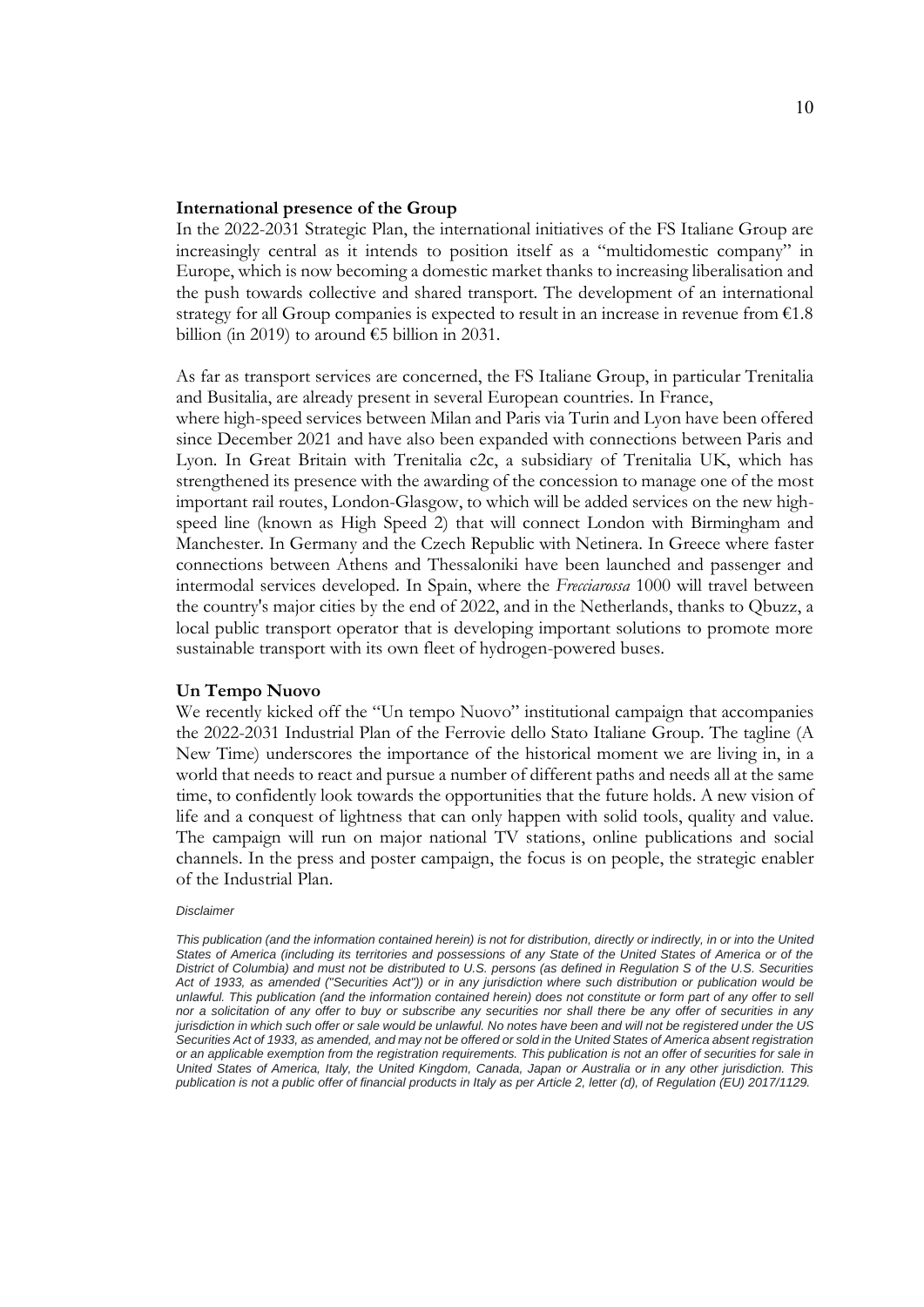## International presence of the Group

In the 2022-2031 Strategic Plan, the international initiatives of the FS Italiane Group are increasingly central as it intends to position itself as a "multidomestic company" in Europe, which is now becoming a domestic market thanks to increasing liberalisation and the push towards collective and shared transport. The development of an international strategy for all Group companies is expected to result in an increase in revenue from €1.8 billion (in 2019) to around €5 billion in 2031.

As far as transport services are concerned, the FS Italiane Group, in particular Trenitalia and Busitalia, are already present in several European countries. In France, where high-speed services between Milan and Paris via Turin and Lyon have been offered since December 2021 and have also been expanded with connections between Paris and Lyon. In Great Britain with Trenitalia c2c, a subsidiary of Trenitalia UK, which has strengthened its presence with the awarding of the concession to manage one of the most important rail routes, London-Glasgow, to which will be added services on the new high-speed line (known as High Speed 2) that will connect London with Birmingham and Manchester. In Germany and the Czech Republic with Netinera. In Greece where faster connections between Athens and Thessaloniki have been launched and passenger and intermodal services developed. In Spain, where the *Frecciarossa* 1000 will travel between the country's major cities by the end of 2022, and in the Netherlands, thanks to Qbuzz, a local public transport operator that is developing important solutions to promote more sustainable transport with its own fleet of hydrogen-powered buses.

## Un Tempo Nuovo

We recently kicked off the "Un tempo Nuovo" institutional campaign that accompanies the 2022-2031 Industrial Plan of the Ferrovie dello Stato Italiane Group. The tagline (A New Time) underscores the importance of the historical moment we are living in, in a world that needs to react and pursue a number of different paths and needs all at the same time, to confidently look towards the opportunities that the future holds. A new vision of life and a conquest of lightness that can only happen with solid tools, quality and value. The campaign will run on major national TV stations, online publications and social channels. In the press and poster campaign, the focus is on people, the strategic enabler of the Industrial Plan.

*Disclaimer*

*This publication (and the information contained herein) is not for distribution, directly or indirectly, in or into the United States of America (including its territories and possessions of any State of the United States of America or of the District of Columbia) and must not be distributed to U.S. persons (as defined in Regulation S of the U.S. Securities Act of 1933, as amended ("Securities Act")) or in any jurisdiction where such distribution or publication would be unlawful. This publication (and the information contained herein) does not constitute or form part of any offer to sell nor a solicitation of any offer to buy or subscribe any securities nor shall there be any offer of securities in any jurisdiction in which such offer or sale would be unlawful. No notes have been and will not be registered under the US Securities Act of 1933, as amended, and may not be offered or sold in the United States of America absent registration or an applicable exemption from the registration requirements. This publication is not an offer of securities for sale in United States of America, Italy, the United Kingdom, Canada, Japan or Australia or in any other jurisdiction. This publication is not a public offer of financial products in Italy as per Article 2, letter (d), of Regulation (EU) 2017/1129.*